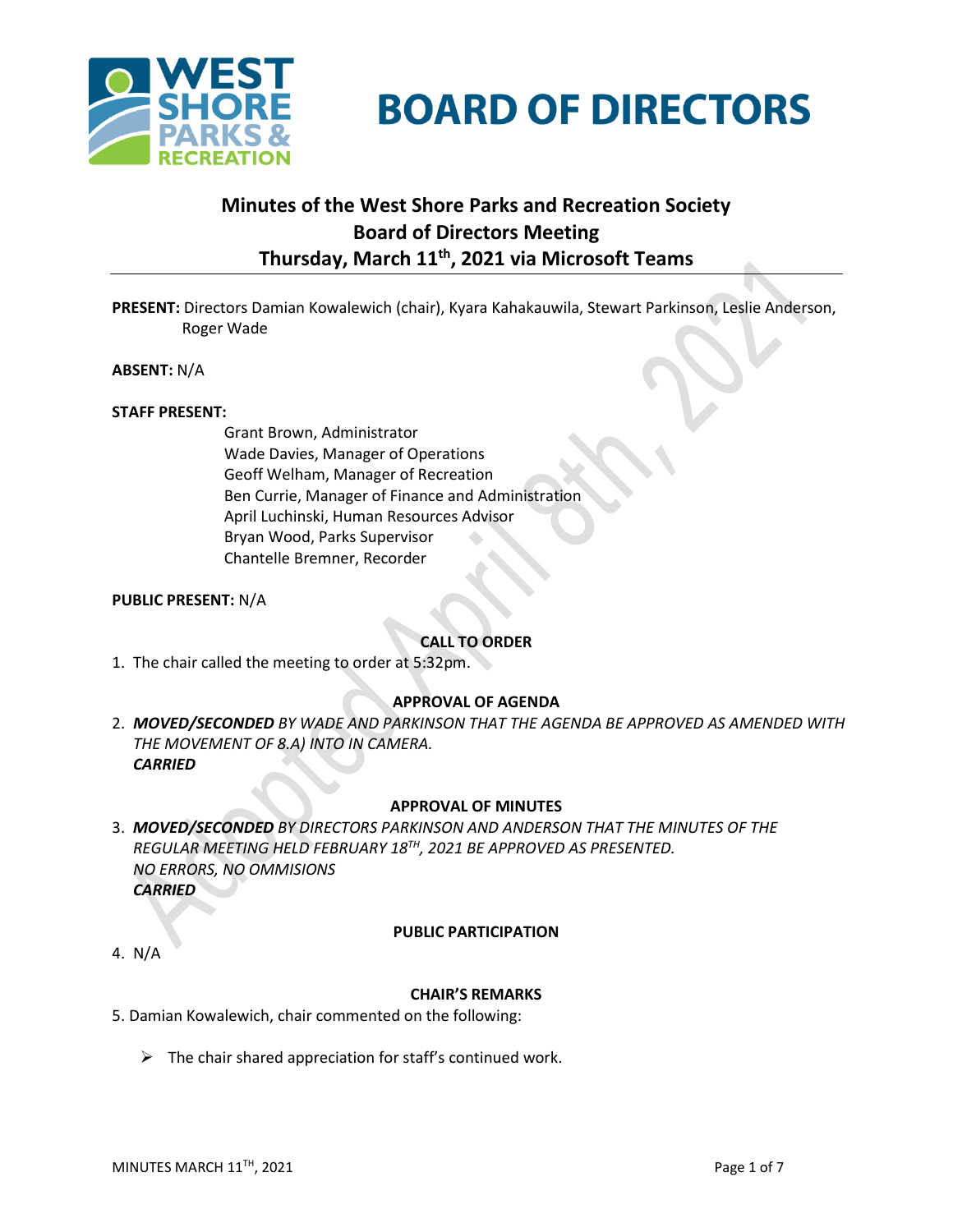# BOARD OF DIRECTORS

## Minutes of the West Shore Parks and Recreation Society Board of Directors Meeting Thursday, March 11th, 2021 via Microsoft Teams

**PRESENT:** Directors Damian Kowalewich (chair), Kyara Kahakauwila, Stewart Parkinson, Leslie Anderson, Roger Wade

**ABSENT:** N/A

**STAFF PRESENT:**

Grant Brown, Administrator
Wade Davies, Manager of Operations
Geoff Welham, Manager of Recreation
Ben Currie, Manager of Finance and Administration
April Luchinski, Human Resources Advisor
Bryan Wood, Parks Supervisor
Chantelle Bremner, Recorder

**PUBLIC PRESENT:** N/A

### CALL TO ORDER

1. The chair called the meeting to order at 5:32pm.

### APPROVAL OF AGENDA

2. ***MOVED/SECONDED*** *BY WADE AND PARKINSON THAT THE AGENDA BE APPROVED AS AMENDED WITH THE MOVEMENT OF 8.A) INTO IN CAMERA.*
***CARRIED***

### APPROVAL OF MINUTES

3. ***MOVED/SECONDED*** *BY DIRECTORS PARKINSON AND ANDERSON THAT THE MINUTES OF THE REGULAR MEETING HELD FEBRUARY 18TH, 2021 BE APPROVED AS PRESENTED.*
*NO ERRORS, NO OMMISIONS*
***CARRIED***

### PUBLIC PARTICIPATION

4. N/A

### CHAIR'S REMARKS

5. Damian Kowalewich, chair commented on the following:

- The chair shared appreciation for staff's continued work.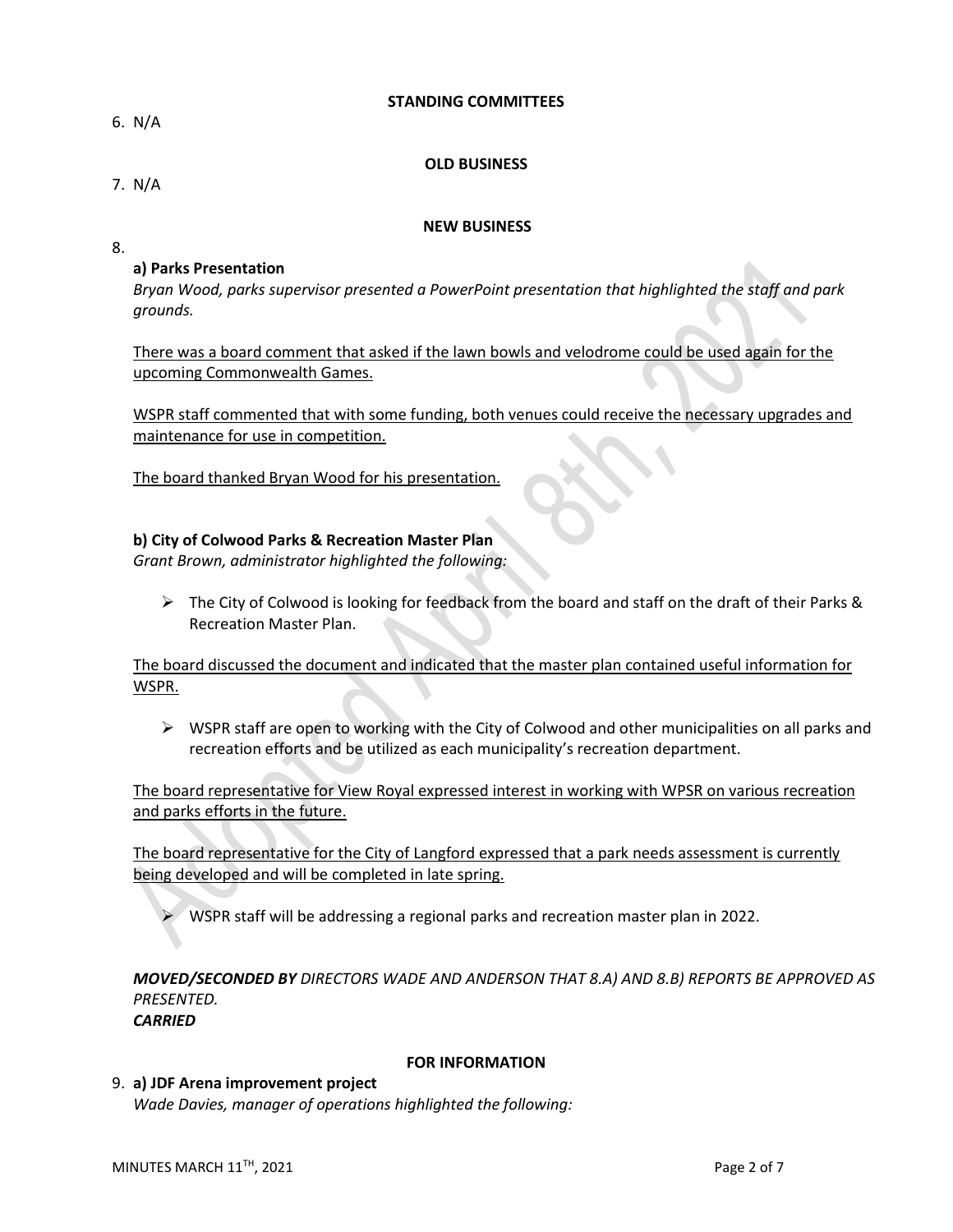**STANDING COMMITTEES**

6. N/A

**OLD BUSINESS**

7. N/A

**NEW BUSINESS**

8.

**a) Parks Presentation**

*Bryan Wood, parks supervisor presented a PowerPoint presentation that highlighted the staff and park grounds.*

<u>There was a board comment that asked if the lawn bowls and velodrome could be used again for the upcoming Commonwealth Games.</u>

<u>WSPR staff commented that with some funding, both venues could receive the necessary upgrades and maintenance for use in competition.</u>

<u>The board thanked Bryan Wood for his presentation.</u>

**b) City of Colwood Parks & Recreation Master Plan**

*Grant Brown, administrator highlighted the following:*

- The City of Colwood is looking for feedback from the board and staff on the draft of their Parks & Recreation Master Plan.

<u>The board discussed the document and indicated that the master plan contained useful information for WSPR.</u>

- WSPR staff are open to working with the City of Colwood and other municipalities on all parks and recreation efforts and be utilized as each municipality's recreation department.

<u>The board representative for View Royal expressed interest in working with WPSR on various recreation and parks efforts in the future.</u>

<u>The board representative for the City of Langford expressed that a park needs assessment is currently being developed and will be completed in late spring.</u>

- WSPR staff will be addressing a regional parks and recreation master plan in 2022.

***MOVED/SECONDED BY*** *DIRECTORS WADE AND ANDERSON THAT 8.A) AND 8.B) REPORTS BE APPROVED AS PRESENTED.*
***CARRIED***

**FOR INFORMATION**

9. **a) JDF Arena improvement project**

*Wade Davies, manager of operations highlighted the following:*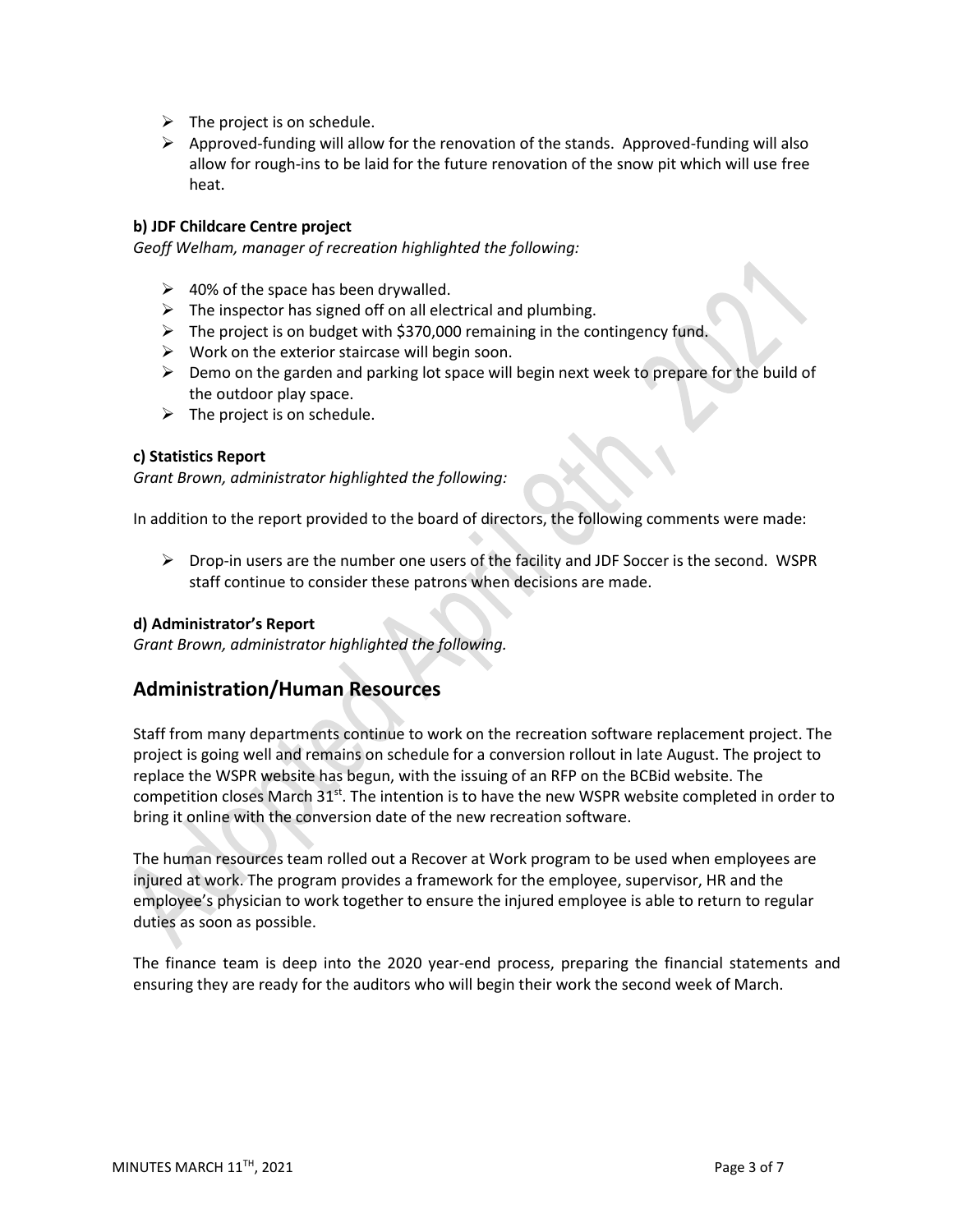- The project is on schedule.
- Approved-funding will allow for the renovation of the stands. Approved-funding will also allow for rough-ins to be laid for the future renovation of the snow pit which will use free heat.

**b) JDF Childcare Centre project**

*Geoff Welham, manager of recreation highlighted the following:*

- 40% of the space has been drywalled.
- The inspector has signed off on all electrical and plumbing.
- The project is on budget with $370,000 remaining in the contingency fund.
- Work on the exterior staircase will begin soon.
- Demo on the garden and parking lot space will begin next week to prepare for the build of the outdoor play space.
- The project is on schedule.

**c) Statistics Report**

*Grant Brown, administrator highlighted the following:*

In addition to the report provided to the board of directors, the following comments were made:

- Drop-in users are the number one users of the facility and JDF Soccer is the second. WSPR staff continue to consider these patrons when decisions are made.

**d) Administrator's Report**

*Grant Brown, administrator highlighted the following.*

## Administration/Human Resources

Staff from many departments continue to work on the recreation software replacement project. The project is going well and remains on schedule for a conversion rollout in late August. The project to replace the WSPR website has begun, with the issuing of an RFP on the BCBid website. The competition closes March 31st. The intention is to have the new WSPR website completed in order to bring it online with the conversion date of the new recreation software.

The human resources team rolled out a Recover at Work program to be used when employees are injured at work. The program provides a framework for the employee, supervisor, HR and the employee's physician to work together to ensure the injured employee is able to return to regular duties as soon as possible.

The finance team is deep into the 2020 year-end process, preparing the financial statements and ensuring they are ready for the auditors who will begin their work the second week of March.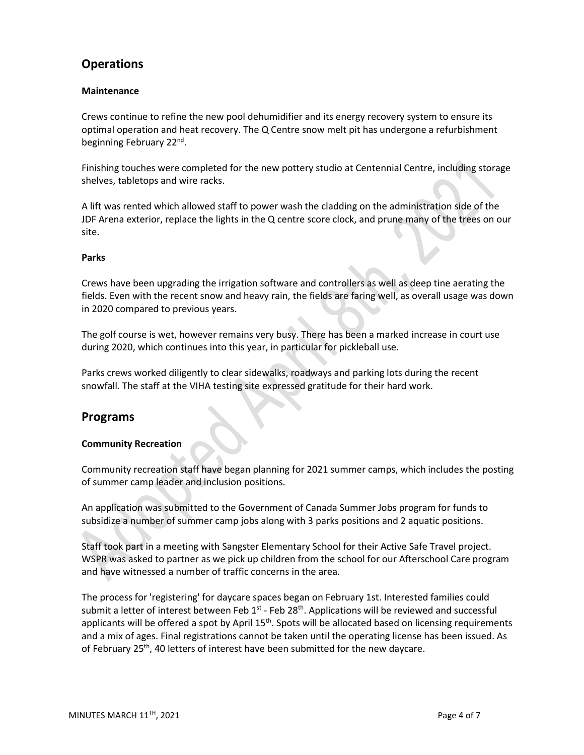## Operations

### Maintenance

Crews continue to refine the new pool dehumidifier and its energy recovery system to ensure its optimal operation and heat recovery. The Q Centre snow melt pit has undergone a refurbishment beginning February 22nd.

Finishing touches were completed for the new pottery studio at Centennial Centre, including storage shelves, tabletops and wire racks.

A lift was rented which allowed staff to power wash the cladding on the administration side of the JDF Arena exterior, replace the lights in the Q centre score clock, and prune many of the trees on our site.

### Parks

Crews have been upgrading the irrigation software and controllers as well as deep tine aerating the fields. Even with the recent snow and heavy rain, the fields are faring well, as overall usage was down in 2020 compared to previous years.

The golf course is wet, however remains very busy. There has been a marked increase in court use during 2020, which continues into this year, in particular for pickleball use.

Parks crews worked diligently to clear sidewalks, roadways and parking lots during the recent snowfall. The staff at the VIHA testing site expressed gratitude for their hard work.

## Programs

### Community Recreation

Community recreation staff have began planning for 2021 summer camps, which includes the posting of summer camp leader and inclusion positions.

An application was submitted to the Government of Canada Summer Jobs program for funds to subsidize a number of summer camp jobs along with 3 parks positions and 2 aquatic positions.

Staff took part in a meeting with Sangster Elementary School for their Active Safe Travel project. WSPR was asked to partner as we pick up children from the school for our Afterschool Care program and have witnessed a number of traffic concerns in the area.

The process for 'registering' for daycare spaces began on February 1st. Interested families could submit a letter of interest between Feb 1st - Feb 28th. Applications will be reviewed and successful applicants will be offered a spot by April 15th. Spots will be allocated based on licensing requirements and a mix of ages. Final registrations cannot be taken until the operating license has been issued. As of February 25th, 40 letters of interest have been submitted for the new daycare.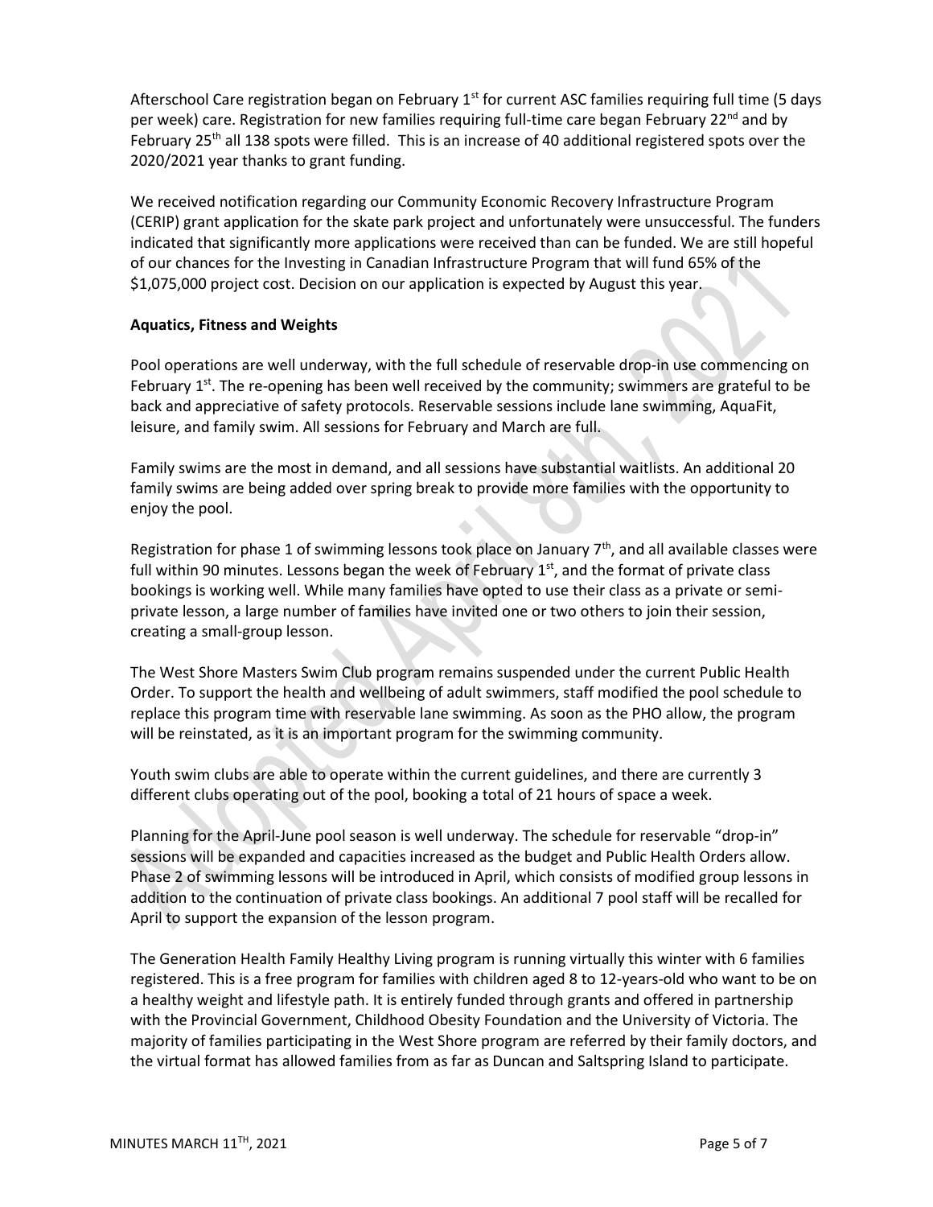Afterschool Care registration began on February 1st for current ASC families requiring full time (5 days per week) care. Registration for new families requiring full-time care began February 22nd and by February 25th all 138 spots were filled. This is an increase of 40 additional registered spots over the 2020/2021 year thanks to grant funding.

We received notification regarding our Community Economic Recovery Infrastructure Program (CERIP) grant application for the skate park project and unfortunately were unsuccessful. The funders indicated that significantly more applications were received than can be funded. We are still hopeful of our chances for the Investing in Canadian Infrastructure Program that will fund 65% of the $1,075,000 project cost. Decision on our application is expected by August this year.

**Aquatics, Fitness and Weights**

Pool operations are well underway, with the full schedule of reservable drop-in use commencing on February 1st. The re-opening has been well received by the community; swimmers are grateful to be back and appreciative of safety protocols. Reservable sessions include lane swimming, AquaFit, leisure, and family swim. All sessions for February and March are full.

Family swims are the most in demand, and all sessions have substantial waitlists. An additional 20 family swims are being added over spring break to provide more families with the opportunity to enjoy the pool.

Registration for phase 1 of swimming lessons took place on January 7th, and all available classes were full within 90 minutes. Lessons began the week of February 1st, and the format of private class bookings is working well. While many families have opted to use their class as a private or semi-private lesson, a large number of families have invited one or two others to join their session, creating a small-group lesson.

The West Shore Masters Swim Club program remains suspended under the current Public Health Order. To support the health and wellbeing of adult swimmers, staff modified the pool schedule to replace this program time with reservable lane swimming. As soon as the PHO allow, the program will be reinstated, as it is an important program for the swimming community.

Youth swim clubs are able to operate within the current guidelines, and there are currently 3 different clubs operating out of the pool, booking a total of 21 hours of space a week.

Planning for the April-June pool season is well underway. The schedule for reservable "drop-in" sessions will be expanded and capacities increased as the budget and Public Health Orders allow. Phase 2 of swimming lessons will be introduced in April, which consists of modified group lessons in addition to the continuation of private class bookings. An additional 7 pool staff will be recalled for April to support the expansion of the lesson program.

The Generation Health Family Healthy Living program is running virtually this winter with 6 families registered. This is a free program for families with children aged 8 to 12-years-old who want to be on a healthy weight and lifestyle path. It is entirely funded through grants and offered in partnership with the Provincial Government, Childhood Obesity Foundation and the University of Victoria. The majority of families participating in the West Shore program are referred by their family doctors, and the virtual format has allowed families from as far as Duncan and Saltspring Island to participate.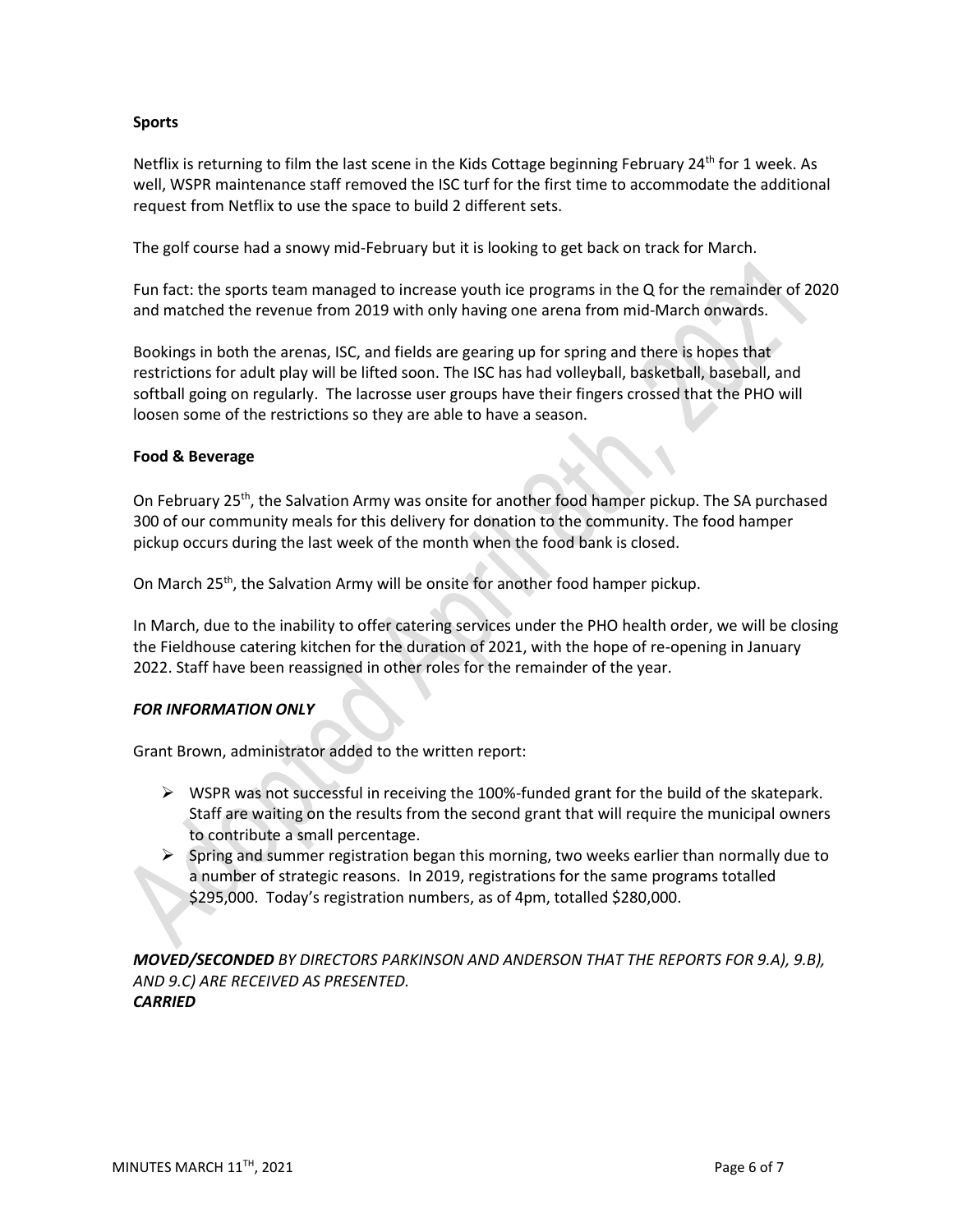**Sports**

Netflix is returning to film the last scene in the Kids Cottage beginning February 24th for 1 week. As well, WSPR maintenance staff removed the ISC turf for the first time to accommodate the additional request from Netflix to use the space to build 2 different sets.

The golf course had a snowy mid-February but it is looking to get back on track for March.

Fun fact: the sports team managed to increase youth ice programs in the Q for the remainder of 2020 and matched the revenue from 2019 with only having one arena from mid-March onwards.

Bookings in both the arenas, ISC, and fields are gearing up for spring and there is hopes that restrictions for adult play will be lifted soon. The ISC has had volleyball, basketball, baseball, and softball going on regularly. The lacrosse user groups have their fingers crossed that the PHO will loosen some of the restrictions so they are able to have a season.

**Food & Beverage**

On February 25th, the Salvation Army was onsite for another food hamper pickup. The SA purchased 300 of our community meals for this delivery for donation to the community. The food hamper pickup occurs during the last week of the month when the food bank is closed.

On March 25th, the Salvation Army will be onsite for another food hamper pickup.

In March, due to the inability to offer catering services under the PHO health order, we will be closing the Fieldhouse catering kitchen for the duration of 2021, with the hope of re-opening in January 2022. Staff have been reassigned in other roles for the remainder of the year.

***FOR INFORMATION ONLY***

Grant Brown, administrator added to the written report:

- WSPR was not successful in receiving the 100%-funded grant for the build of the skatepark. Staff are waiting on the results from the second grant that will require the municipal owners to contribute a small percentage.
- Spring and summer registration began this morning, two weeks earlier than normally due to a number of strategic reasons. In 2019, registrations for the same programs totalled $295,000. Today's registration numbers, as of 4pm, totalled $280,000.

***MOVED/SECONDED*** *BY DIRECTORS PARKINSON AND ANDERSON THAT THE REPORTS FOR 9.A), 9.B), AND 9.C) ARE RECEIVED AS PRESENTED.*
***CARRIED***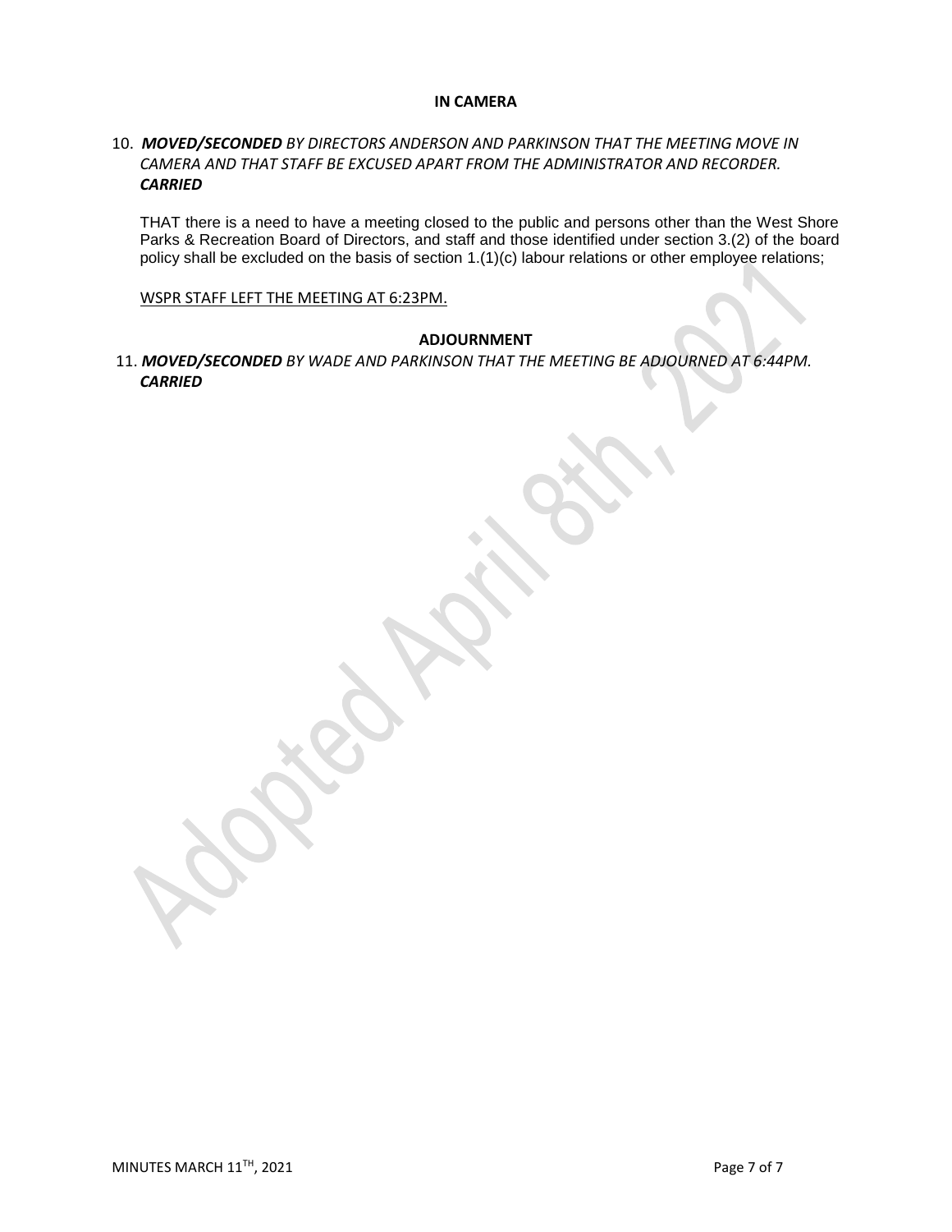## IN CAMERA

10. ***MOVED/SECONDED*** *BY DIRECTORS ANDERSON AND PARKINSON THAT THE MEETING MOVE IN CAMERA AND THAT STAFF BE EXCUSED APART FROM THE ADMINISTRATOR AND RECORDER.* ***CARRIED***

    THAT there is a need to have a meeting closed to the public and persons other than the West Shore Parks & Recreation Board of Directors, and staff and those identified under section 3.(2) of the board policy shall be excluded on the basis of section 1.(1)(c) labour relations or other employee relations;

    WSPR STAFF LEFT THE MEETING AT 6:23PM.

## ADJOURNMENT

11. ***MOVED/SECONDED*** *BY WADE AND PARKINSON THAT THE MEETING BE ADJOURNED AT 6:44PM.* ***CARRIED***

Adopted April 8th, 2021